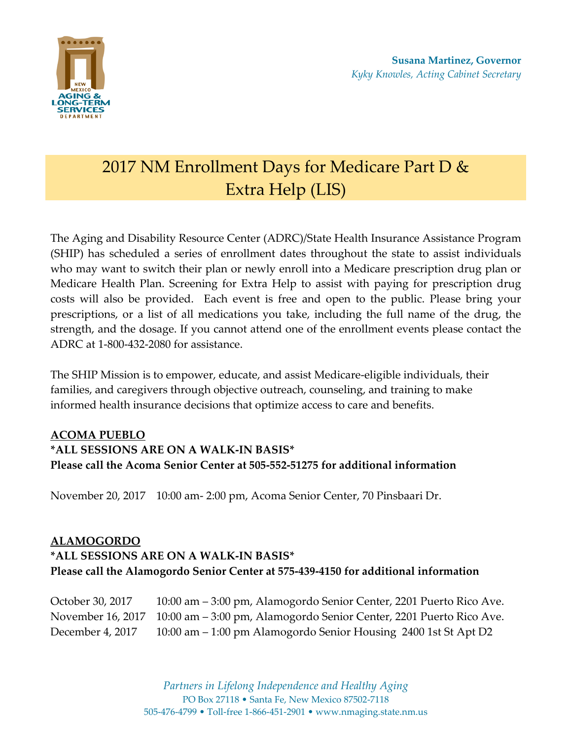NEW MEXICO AGING & LONG-TERM SERVICES DEPARTMENT

**Susana Martinez, Governor**
*Kyky Knowles, Acting Cabinet Secretary*

# 2017 NM Enrollment Days for Medicare Part D & Extra Help (LIS)

The Aging and Disability Resource Center (ADRC)/State Health Insurance Assistance Program (SHIP) has scheduled a series of enrollment dates throughout the state to assist individuals who may want to switch their plan or newly enroll into a Medicare prescription drug plan or Medicare Health Plan. Screening for Extra Help to assist with paying for prescription drug costs will also be provided. Each event is free and open to the public. Please bring your prescriptions, or a list of all medications you take, including the full name of the drug, the strength, and the dosage. If you cannot attend one of the enrollment events please contact the ADRC at 1-800-432-2080 for assistance.

The SHIP Mission is to empower, educate, and assist Medicare-eligible individuals, their families, and caregivers through objective outreach, counseling, and training to make informed health insurance decisions that optimize access to care and benefits.

**ACOMA PUEBLO**
***ALL SESSIONS ARE ON A WALK-IN BASIS***
**Please call the Acoma Senior Center at 505-552-51275 for additional information**

November 20, 2017 10:00 am- 2:00 pm, Acoma Senior Center, 70 Pinsbaari Dr.

**ALAMOGORDO**
***ALL SESSIONS ARE ON A WALK-IN BASIS***
**Please call the Alamogordo Senior Center at 575-439-4150 for additional information**

October 30, 2017 10:00 am – 3:00 pm, Alamogordo Senior Center, 2201 Puerto Rico Ave.
November 16, 2017 10:00 am – 3:00 pm, Alamogordo Senior Center, 2201 Puerto Rico Ave.
December 4, 2017 10:00 am – 1:00 pm Alamogordo Senior Housing 2400 1st St Apt D2

*Partners in Lifelong Independence and Healthy Aging*
PO Box 27118 • Santa Fe, New Mexico 87502-7118
505-476-4799 • Toll-free 1-866-451-2901 • www.nmaging.state.nm.us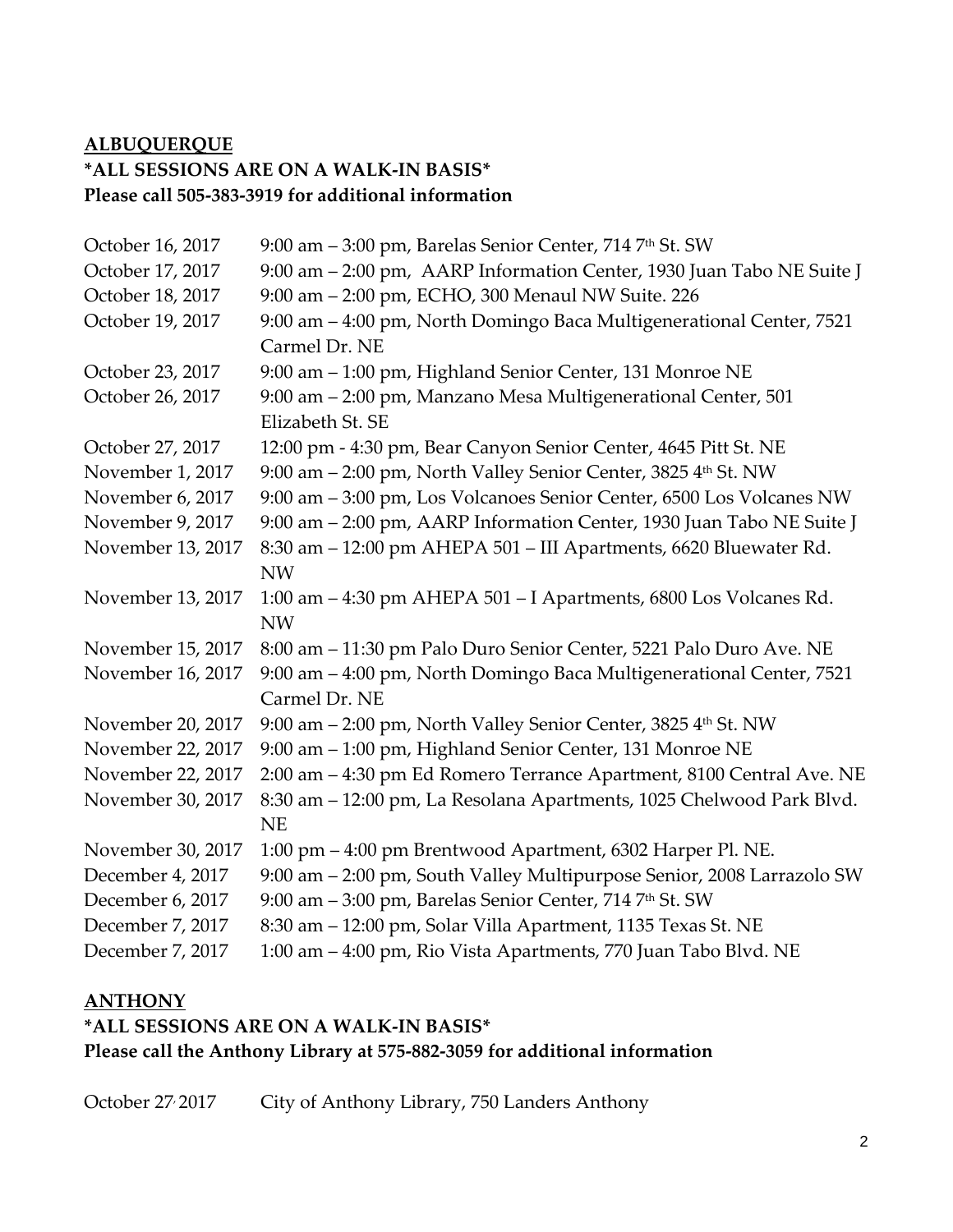**ALBUQUERQUE**

**\*ALL SESSIONS ARE ON A WALK-IN BASIS\***

**Please call 505-383-3919 for additional information**

| | |
|---|---|
| October 16, 2017 | 9:00 am – 3:00 pm, Barelas Senior Center, 714 7th St. SW |
| October 17, 2017 | 9:00 am – 2:00 pm, AARP Information Center, 1930 Juan Tabo NE Suite J |
| October 18, 2017 | 9:00 am – 2:00 pm, ECHO, 300 Menaul NW Suite. 226 |
| October 19, 2017 | 9:00 am – 4:00 pm, North Domingo Baca Multigenerational Center, 7521 Carmel Dr. NE |
| October 23, 2017 | 9:00 am – 1:00 pm, Highland Senior Center, 131 Monroe NE |
| October 26, 2017 | 9:00 am – 2:00 pm, Manzano Mesa Multigenerational Center, 501 Elizabeth St. SE |
| October 27, 2017 | 12:00 pm - 4:30 pm, Bear Canyon Senior Center, 4645 Pitt St. NE |
| November 1, 2017 | 9:00 am – 2:00 pm, North Valley Senior Center, 3825 4th St. NW |
| November 6, 2017 | 9:00 am – 3:00 pm, Los Volcanoes Senior Center, 6500 Los Volcanes NW |
| November 9, 2017 | 9:00 am – 2:00 pm, AARP Information Center, 1930 Juan Tabo NE Suite J |
| November 13, 2017 | 8:30 am – 12:00 pm AHEPA 501 – III Apartments, 6620 Bluewater Rd. NW |
| November 13, 2017 | 1:00 am – 4:30 pm AHEPA 501 – I Apartments, 6800 Los Volcanes Rd. NW |
| November 15, 2017 | 8:00 am – 11:30 pm Palo Duro Senior Center, 5221 Palo Duro Ave. NE |
| November 16, 2017 | 9:00 am – 4:00 pm, North Domingo Baca Multigenerational Center, 7521 Carmel Dr. NE |
| November 20, 2017 | 9:00 am – 2:00 pm, North Valley Senior Center, 3825 4th St. NW |
| November 22, 2017 | 9:00 am – 1:00 pm, Highland Senior Center, 131 Monroe NE |
| November 22, 2017 | 2:00 am – 4:30 pm Ed Romero Terrance Apartment, 8100 Central Ave. NE |
| November 30, 2017 | 8:30 am – 12:00 pm, La Resolana Apartments, 1025 Chelwood Park Blvd. NE |
| November 30, 2017 | 1:00 pm – 4:00 pm Brentwood Apartment, 6302 Harper Pl. NE. |
| December 4, 2017 | 9:00 am – 2:00 pm, South Valley Multipurpose Senior, 2008 Larrazolo SW |
| December 6, 2017 | 9:00 am – 3:00 pm, Barelas Senior Center, 714 7th St. SW |
| December 7, 2017 | 8:30 am – 12:00 pm, Solar Villa Apartment, 1135 Texas St. NE |
| December 7, 2017 | 1:00 am – 4:00 pm, Rio Vista Apartments, 770 Juan Tabo Blvd. NE |

**ANTHONY**

**\*ALL SESSIONS ARE ON A WALK-IN BASIS\***

**Please call the Anthony Library at 575-882-3059 for additional information**

| | |
|---|---|
| October 27, 2017 | City of Anthony Library, 750 Landers Anthony |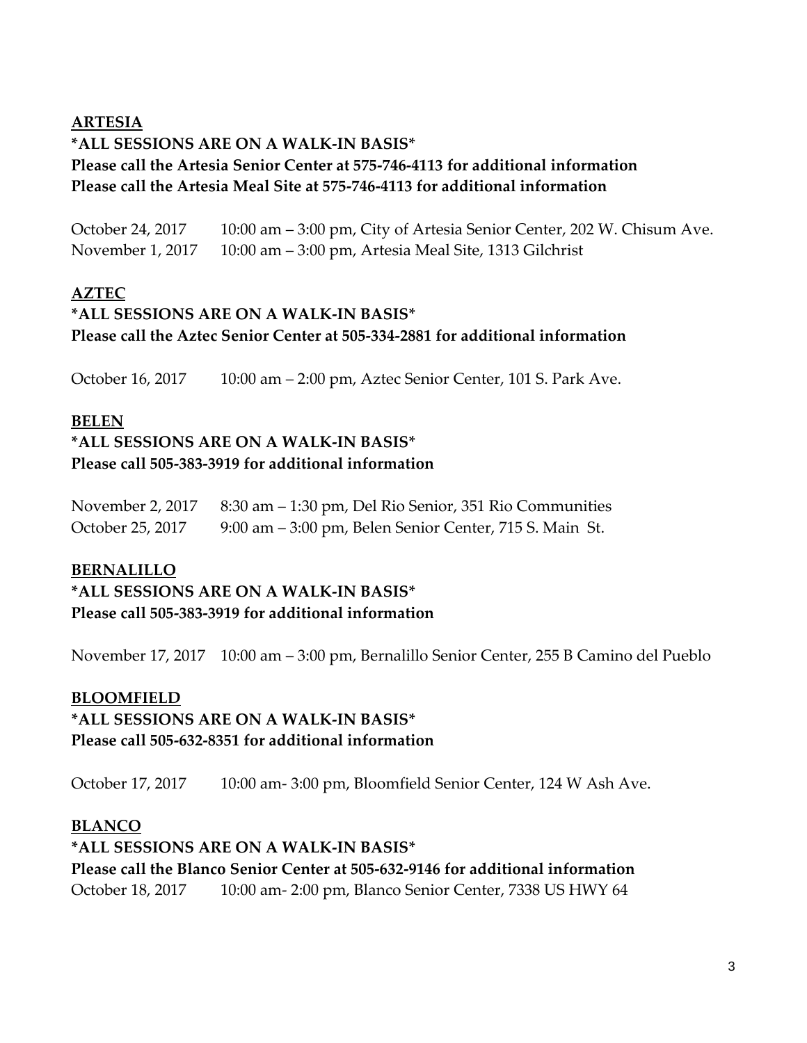**<u>ARTESIA</u>**

**\*ALL SESSIONS ARE ON A WALK-IN BASIS\***

**Please call the Artesia Senior Center at 575-746-4113 for additional information**

**Please call the Artesia Meal Site at 575-746-4113 for additional information**

October 24, 2017 10:00 am – 3:00 pm, City of Artesia Senior Center, 202 W. Chisum Ave.

November 1, 2017 10:00 am – 3:00 pm, Artesia Meal Site, 1313 Gilchrist

**<u>AZTEC</u>**

**\*ALL SESSIONS ARE ON A WALK-IN BASIS\***

**Please call the Aztec Senior Center at 505-334-2881 for additional information**

October 16, 2017 10:00 am – 2:00 pm, Aztec Senior Center, 101 S. Park Ave.

**<u>BELEN</u>**

**\*ALL SESSIONS ARE ON A WALK-IN BASIS\***

**Please call 505-383-3919 for additional information**

November 2, 2017 8:30 am – 1:30 pm, Del Rio Senior, 351 Rio Communities

October 25, 2017 9:00 am – 3:00 pm, Belen Senior Center, 715 S. Main St.

**<u>BERNALILLO</u>**

**\*ALL SESSIONS ARE ON A WALK-IN BASIS\***

**Please call 505-383-3919 for additional information**

November 17, 2017 10:00 am – 3:00 pm, Bernalillo Senior Center, 255 B Camino del Pueblo

**<u>BLOOMFIELD</u>**

**\*ALL SESSIONS ARE ON A WALK-IN BASIS\***

**Please call 505-632-8351 for additional information**

October 17, 2017 10:00 am- 3:00 pm, Bloomfield Senior Center, 124 W Ash Ave.

**<u>BLANCO</u>**

**\*ALL SESSIONS ARE ON A WALK-IN BASIS\***

**Please call the Blanco Senior Center at 505-632-9146 for additional information**

October 18, 2017 10:00 am- 2:00 pm, Blanco Senior Center, 7338 US HWY 64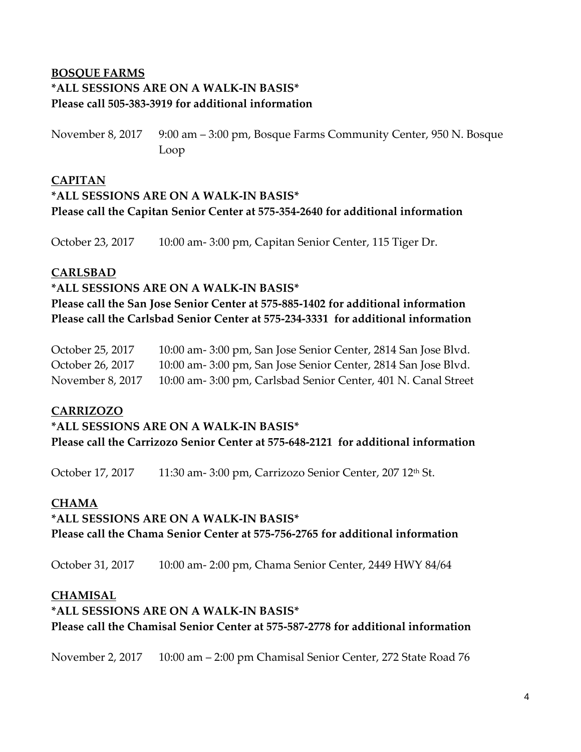**<u>BOSQUE FARMS</u>**

***ALL SESSIONS ARE ON A WALK-IN BASIS***

**Please call 505-383-3919 for additional information**

November 8, 2017 9:00 am – 3:00 pm, Bosque Farms Community Center, 950 N. Bosque Loop

**<u>CAPITAN</u>**

***ALL SESSIONS ARE ON A WALK-IN BASIS***

**Please call the Capitan Senior Center at 575-354-2640 for additional information**

October 23, 2017 10:00 am- 3:00 pm, Capitan Senior Center, 115 Tiger Dr.

**<u>CARLSBAD</u>**

***ALL SESSIONS ARE ON A WALK-IN BASIS***

**Please call the San Jose Senior Center at 575-885-1402 for additional information**

**Please call the Carlsbad Senior Center at 575-234-3331 for additional information**

October 25, 2017 10:00 am- 3:00 pm, San Jose Senior Center, 2814 San Jose Blvd.

October 26, 2017 10:00 am- 3:00 pm, San Jose Senior Center, 2814 San Jose Blvd.

November 8, 2017 10:00 am- 3:00 pm, Carlsbad Senior Center, 401 N. Canal Street

**<u>CARRIZOZO</u>**

***ALL SESSIONS ARE ON A WALK-IN BASIS***

**Please call the Carrizozo Senior Center at 575-648-2121 for additional information**

October 17, 2017 11:30 am- 3:00 pm, Carrizozo Senior Center, 207 12th St.

**<u>CHAMA</u>**

***ALL SESSIONS ARE ON A WALK-IN BASIS***

**Please call the Chama Senior Center at 575-756-2765 for additional information**

October 31, 2017 10:00 am- 2:00 pm, Chama Senior Center, 2449 HWY 84/64

**<u>CHAMISAL</u>**

***ALL SESSIONS ARE ON A WALK-IN BASIS***

**Please call the Chamisal Senior Center at 575-587-2778 for additional information**

November 2, 2017 10:00 am – 2:00 pm Chamisal Senior Center, 272 State Road 76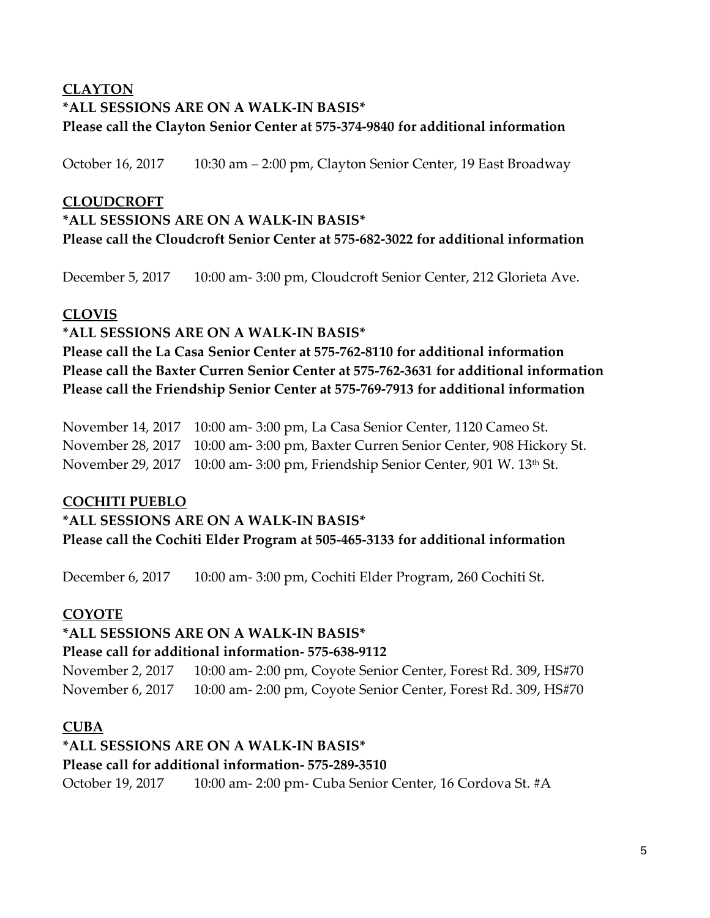**CLAYTON**

**\*ALL SESSIONS ARE ON A WALK-IN BASIS\***

**Please call the Clayton Senior Center at 575-374-9840 for additional information**

October 16, 2017 10:30 am – 2:00 pm, Clayton Senior Center, 19 East Broadway

**CLOUDCROFT**

**\*ALL SESSIONS ARE ON A WALK-IN BASIS\***

**Please call the Cloudcroft Senior Center at 575-682-3022 for additional information**

December 5, 2017 10:00 am- 3:00 pm, Cloudcroft Senior Center, 212 Glorieta Ave.

**CLOVIS**

**\*ALL SESSIONS ARE ON A WALK-IN BASIS\***

**Please call the La Casa Senior Center at 575-762-8110 for additional information**

**Please call the Baxter Curren Senior Center at 575-762-3631 for additional information**

**Please call the Friendship Senior Center at 575-769-7913 for additional information**

November 14, 2017 10:00 am- 3:00 pm, La Casa Senior Center, 1120 Cameo St.

November 28, 2017 10:00 am- 3:00 pm, Baxter Curren Senior Center, 908 Hickory St.

November 29, 2017 10:00 am- 3:00 pm, Friendship Senior Center, 901 W. 13th St.

**COCHITI PUEBLO**

**\*ALL SESSIONS ARE ON A WALK-IN BASIS\***

**Please call the Cochiti Elder Program at 505-465-3133 for additional information**

December 6, 2017 10:00 am- 3:00 pm, Cochiti Elder Program, 260 Cochiti St.

**COYOTE**

**\*ALL SESSIONS ARE ON A WALK-IN BASIS\***

**Please call for additional information- 575-638-9112**

November 2, 2017 10:00 am- 2:00 pm, Coyote Senior Center, Forest Rd. 309, HS#70

November 6, 2017 10:00 am- 2:00 pm, Coyote Senior Center, Forest Rd. 309, HS#70

**CUBA**

**\*ALL SESSIONS ARE ON A WALK-IN BASIS\***

**Please call for additional information- 575-289-3510**

October 19, 2017 10:00 am- 2:00 pm- Cuba Senior Center, 16 Cordova St. #A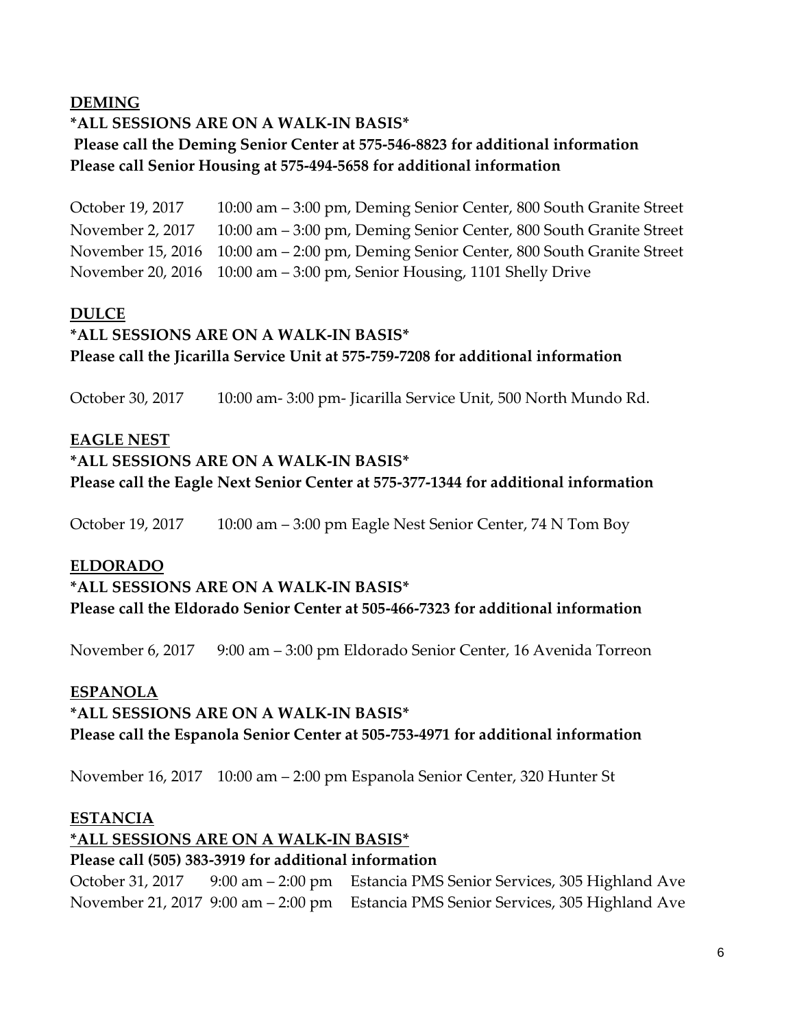**DEMING**

**\*ALL SESSIONS ARE ON A WALK-IN BASIS\***

**Please call the Deming Senior Center at 575-546-8823 for additional information**

**Please call Senior Housing at 575-494-5658 for additional information**

October 19, 2017 10:00 am – 3:00 pm, Deming Senior Center, 800 South Granite Street
November 2, 2017 10:00 am – 3:00 pm, Deming Senior Center, 800 South Granite Street
November 15, 2016 10:00 am – 2:00 pm, Deming Senior Center, 800 South Granite Street
November 20, 2016 10:00 am – 3:00 pm, Senior Housing, 1101 Shelly Drive

**DULCE**

**\*ALL SESSIONS ARE ON A WALK-IN BASIS\***

**Please call the Jicarilla Service Unit at 575-759-7208 for additional information**

October 30, 2017 10:00 am- 3:00 pm- Jicarilla Service Unit, 500 North Mundo Rd.

**EAGLE NEST**

**\*ALL SESSIONS ARE ON A WALK-IN BASIS\***

**Please call the Eagle Next Senior Center at 575-377-1344 for additional information**

October 19, 2017 10:00 am – 3:00 pm Eagle Nest Senior Center, 74 N Tom Boy

**ELDORADO**

**\*ALL SESSIONS ARE ON A WALK-IN BASIS\***

**Please call the Eldorado Senior Center at 505-466-7323 for additional information**

November 6, 2017 9:00 am – 3:00 pm Eldorado Senior Center, 16 Avenida Torreon

**ESPANOLA**

**\*ALL SESSIONS ARE ON A WALK-IN BASIS\***

**Please call the Espanola Senior Center at 505-753-4971 for additional information**

November 16, 2017 10:00 am – 2:00 pm Espanola Senior Center, 320 Hunter St

**ESTANCIA**

**\*ALL SESSIONS ARE ON A WALK-IN BASIS\***

**Please call (505) 383-3919 for additional information**

October 31, 2017 9:00 am – 2:00 pm Estancia PMS Senior Services, 305 Highland Ave
November 21, 2017 9:00 am – 2:00 pm Estancia PMS Senior Services, 305 Highland Ave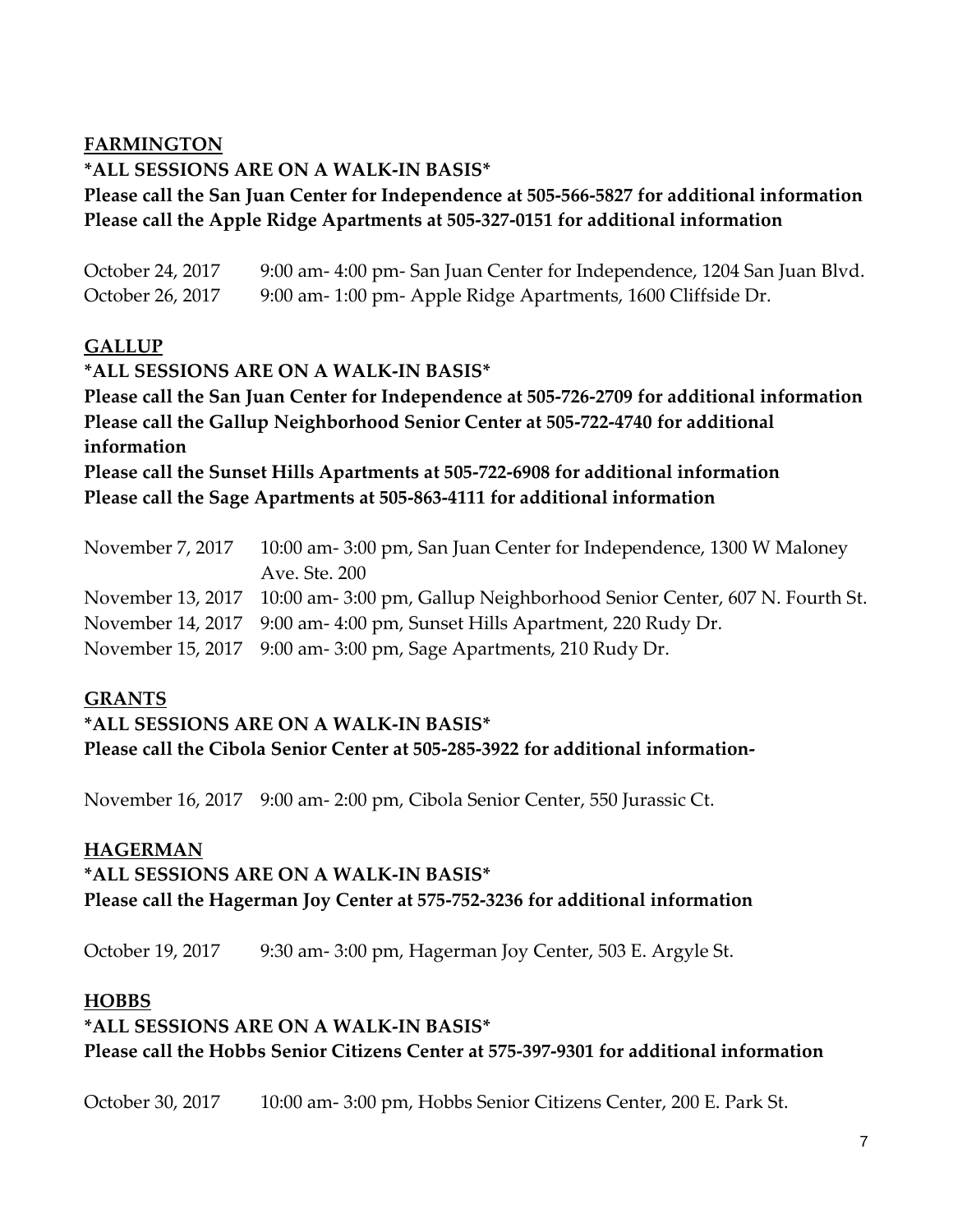**<u>FARMINGTON</u>**

**\*ALL SESSIONS ARE ON A WALK-IN BASIS\***

**Please call the San Juan Center for Independence at 505-566-5827 for additional information**

**Please call the Apple Ridge Apartments at 505-327-0151 for additional information**

October 24, 2017 9:00 am- 4:00 pm- San Juan Center for Independence, 1204 San Juan Blvd.

October 26, 2017 9:00 am- 1:00 pm- Apple Ridge Apartments, 1600 Cliffside Dr.

**<u>GALLUP</u>**

**\*ALL SESSIONS ARE ON A WALK-IN BASIS\***

**Please call the San Juan Center for Independence at 505-726-2709 for additional information**

**Please call the Gallup Neighborhood Senior Center at 505-722-4740 for additional information**

**Please call the Sunset Hills Apartments at 505-722-6908 for additional information**

**Please call the Sage Apartments at 505-863-4111 for additional information**

November 7, 2017 10:00 am- 3:00 pm, San Juan Center for Independence, 1300 W Maloney Ave. Ste. 200

November 13, 2017 10:00 am- 3:00 pm, Gallup Neighborhood Senior Center, 607 N. Fourth St.

November 14, 2017 9:00 am- 4:00 pm, Sunset Hills Apartment, 220 Rudy Dr.

November 15, 2017 9:00 am- 3:00 pm, Sage Apartments, 210 Rudy Dr.

**<u>GRANTS</u>**

**\*ALL SESSIONS ARE ON A WALK-IN BASIS\***

**Please call the Cibola Senior Center at 505-285-3922 for additional information-**

November 16, 2017 9:00 am- 2:00 pm, Cibola Senior Center, 550 Jurassic Ct.

**<u>HAGERMAN</u>**

**\*ALL SESSIONS ARE ON A WALK-IN BASIS\***

**Please call the Hagerman Joy Center at 575-752-3236 for additional information**

October 19, 2017 9:30 am- 3:00 pm, Hagerman Joy Center, 503 E. Argyle St.

**<u>HOBBS</u>**

**\*ALL SESSIONS ARE ON A WALK-IN BASIS\***

**Please call the Hobbs Senior Citizens Center at 575-397-9301 for additional information**

October 30, 2017 10:00 am- 3:00 pm, Hobbs Senior Citizens Center, 200 E. Park St.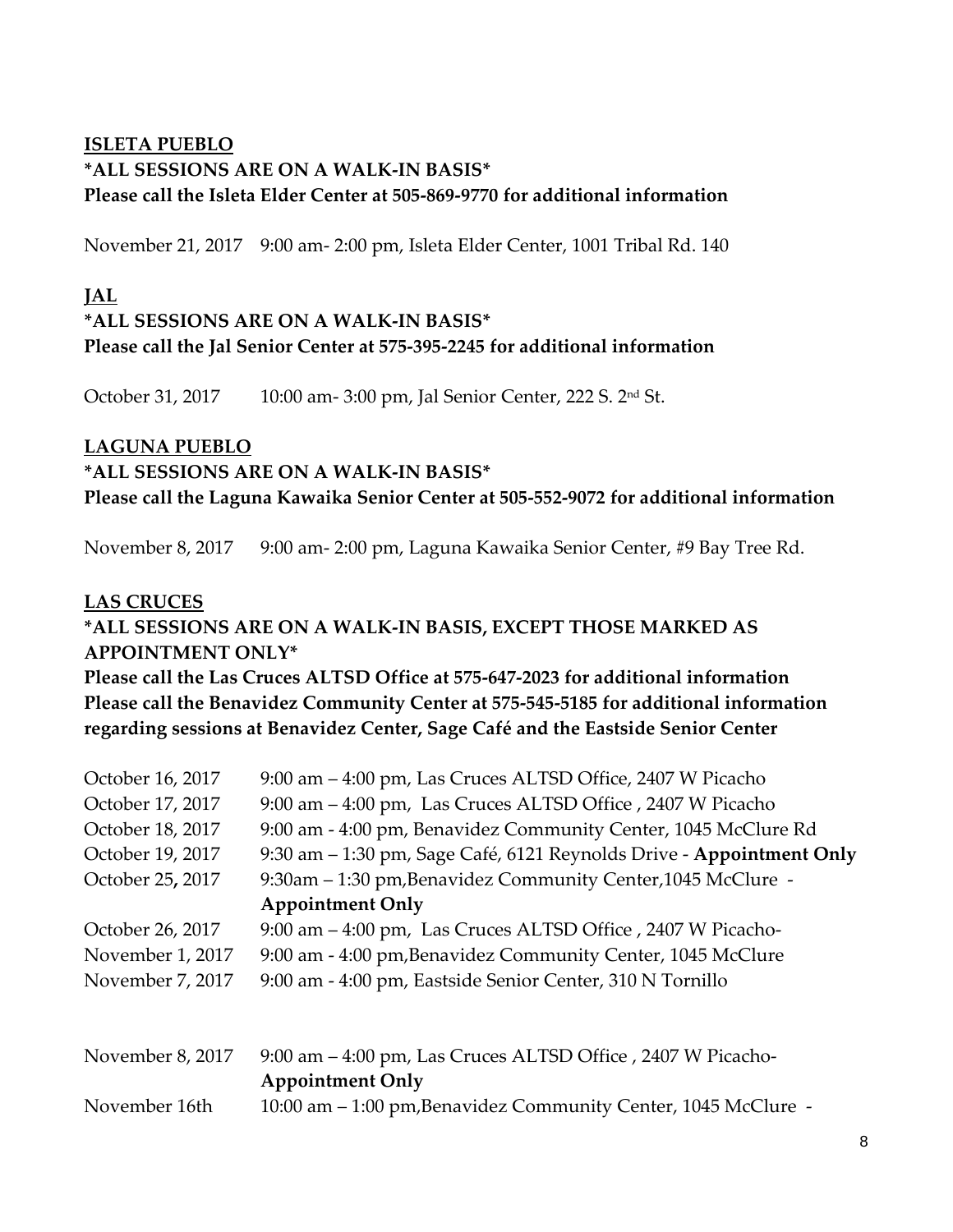**ISLETA PUEBLO**

**\*ALL SESSIONS ARE ON A WALK-IN BASIS\***

**Please call the Isleta Elder Center at 505-869-9770 for additional information**

November 21, 2017 9:00 am- 2:00 pm, Isleta Elder Center, 1001 Tribal Rd. 140

**JAL**

**\*ALL SESSIONS ARE ON A WALK-IN BASIS\***

**Please call the Jal Senior Center at 575-395-2245 for additional information**

October 31, 2017 10:00 am- 3:00 pm, Jal Senior Center, 222 S. 2nd St.

**LAGUNA PUEBLO**

**\*ALL SESSIONS ARE ON A WALK-IN BASIS\***

**Please call the Laguna Kawaika Senior Center at 505-552-9072 for additional information**

November 8, 2017 9:00 am- 2:00 pm, Laguna Kawaika Senior Center, #9 Bay Tree Rd.

**LAS CRUCES**

**\*ALL SESSIONS ARE ON A WALK-IN BASIS, EXCEPT THOSE MARKED AS APPOINTMENT ONLY\***

**Please call the Las Cruces ALTSD Office at 575-647-2023 for additional information**
**Please call the Benavidez Community Center at 575-545-5185 for additional information regarding sessions at Benavidez Center, Sage Café and the Eastside Senior Center**

October 16, 2017 9:00 am – 4:00 pm, Las Cruces ALTSD Office, 2407 W Picacho
October 17, 2017 9:00 am – 4:00 pm, Las Cruces ALTSD Office , 2407 W Picacho
October 18, 2017 9:00 am - 4:00 pm, Benavidez Community Center, 1045 McClure Rd
October 19, 2017 9:30 am – 1:30 pm, Sage Café, 6121 Reynolds Drive - **Appointment Only**
October 25, 2017 9:30am – 1:30 pm,Benavidez Community Center,1045 McClure - **Appointment Only**
October 26, 2017 9:00 am – 4:00 pm, Las Cruces ALTSD Office , 2407 W Picacho-
November 1, 2017 9:00 am - 4:00 pm,Benavidez Community Center, 1045 McClure
November 7, 2017 9:00 am - 4:00 pm, Eastside Senior Center, 310 N Tornillo

November 8, 2017 9:00 am – 4:00 pm, Las Cruces ALTSD Office , 2407 W Picacho- **Appointment Only**
November 16th 10:00 am – 1:00 pm,Benavidez Community Center, 1045 McClure -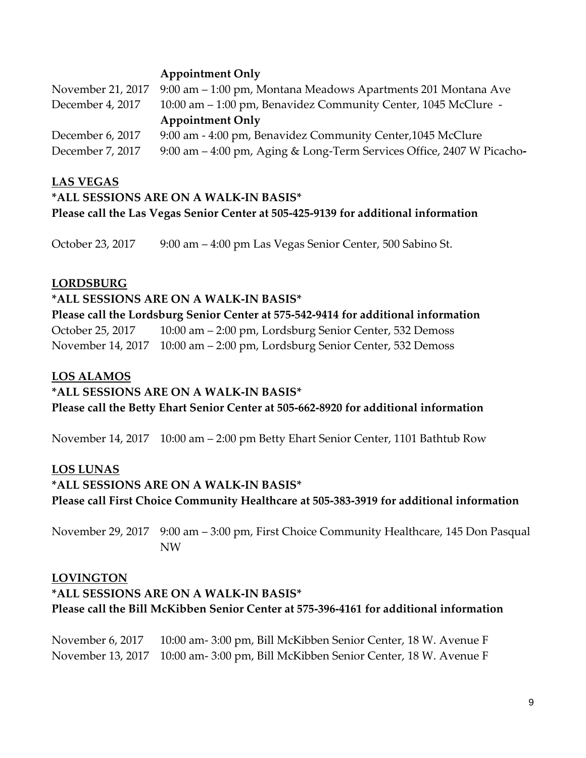**Appointment Only**

November 21, 2017 9:00 am – 1:00 pm, Montana Meadows Apartments 201 Montana Ave

December 4, 2017 10:00 am – 1:00 pm, Benavidez Community Center, 1045 McClure - **Appointment Only**

December 6, 2017 9:00 am - 4:00 pm, Benavidez Community Center,1045 McClure

December 7, 2017 9:00 am – 4:00 pm, Aging & Long-Term Services Office, 2407 W Picacho-

**LAS VEGAS**

**\*ALL SESSIONS ARE ON A WALK-IN BASIS\***

**Please call the Las Vegas Senior Center at 505-425-9139 for additional information**

October 23, 2017 9:00 am – 4:00 pm Las Vegas Senior Center, 500 Sabino St.

**LORDSBURG**

**\*ALL SESSIONS ARE ON A WALK-IN BASIS\***

**Please call the Lordsburg Senior Center at 575-542-9414 for additional information**

October 25, 2017 10:00 am – 2:00 pm, Lordsburg Senior Center, 532 Demoss

November 14, 2017 10:00 am – 2:00 pm, Lordsburg Senior Center, 532 Demoss

**LOS ALAMOS**

**\*ALL SESSIONS ARE ON A WALK-IN BASIS\***

**Please call the Betty Ehart Senior Center at 505-662-8920 for additional information**

November 14, 2017 10:00 am – 2:00 pm Betty Ehart Senior Center, 1101 Bathtub Row

**LOS LUNAS**

**\*ALL SESSIONS ARE ON A WALK-IN BASIS\***

**Please call First Choice Community Healthcare at 505-383-3919 for additional information**

November 29, 2017 9:00 am – 3:00 pm, First Choice Community Healthcare, 145 Don Pasqual NW

**LOVINGTON**

**\*ALL SESSIONS ARE ON A WALK-IN BASIS\***

**Please call the Bill McKibben Senior Center at 575-396-4161 for additional information**

November 6, 2017 10:00 am- 3:00 pm, Bill McKibben Senior Center, 18 W. Avenue F

November 13, 2017 10:00 am- 3:00 pm, Bill McKibben Senior Center, 18 W. Avenue F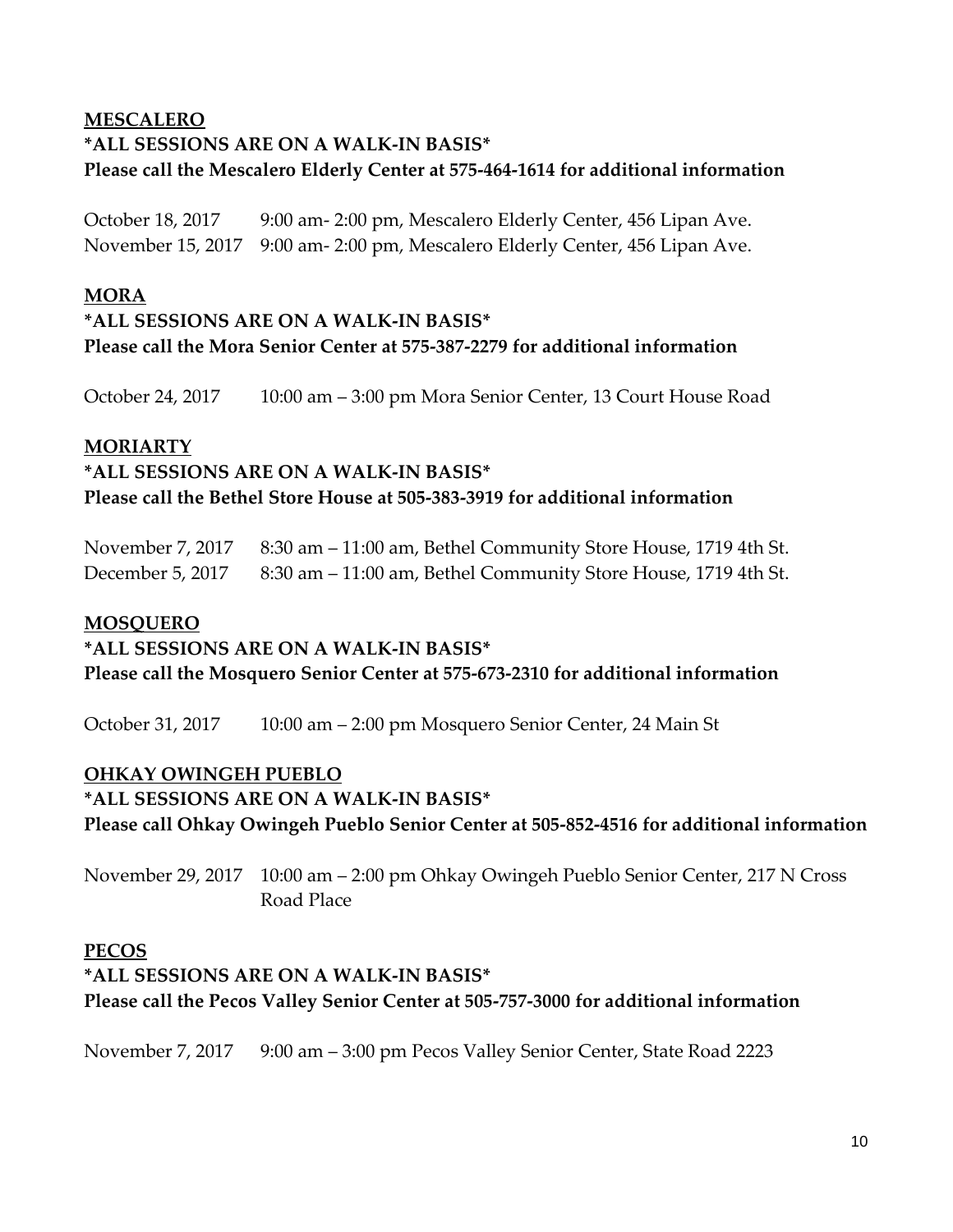**MESCALERO**

**\*ALL SESSIONS ARE ON A WALK-IN BASIS\***

**Please call the Mescalero Elderly Center at 575-464-1614 for additional information**

October 18, 2017 9:00 am- 2:00 pm, Mescalero Elderly Center, 456 Lipan Ave.

November 15, 2017 9:00 am- 2:00 pm, Mescalero Elderly Center, 456 Lipan Ave.

**MORA**

**\*ALL SESSIONS ARE ON A WALK-IN BASIS\***

**Please call the Mora Senior Center at 575-387-2279 for additional information**

October 24, 2017 10:00 am – 3:00 pm Mora Senior Center, 13 Court House Road

**MORIARTY**

**\*ALL SESSIONS ARE ON A WALK-IN BASIS\***

**Please call the Bethel Store House at 505-383-3919 for additional information**

November 7, 2017 8:30 am – 11:00 am, Bethel Community Store House, 1719 4th St.

December 5, 2017 8:30 am – 11:00 am, Bethel Community Store House, 1719 4th St.

**MOSQUERO**

**\*ALL SESSIONS ARE ON A WALK-IN BASIS\***

**Please call the Mosquero Senior Center at 575-673-2310 for additional information**

October 31, 2017 10:00 am – 2:00 pm Mosquero Senior Center, 24 Main St

**OHKAY OWINGEH PUEBLO**

**\*ALL SESSIONS ARE ON A WALK-IN BASIS\***

**Please call Ohkay Owingeh Pueblo Senior Center at 505-852-4516 for additional information**

November 29, 2017 10:00 am – 2:00 pm Ohkay Owingeh Pueblo Senior Center, 217 N Cross Road Place

**PECOS**

**\*ALL SESSIONS ARE ON A WALK-IN BASIS\***

**Please call the Pecos Valley Senior Center at 505-757-3000 for additional information**

November 7, 2017 9:00 am – 3:00 pm Pecos Valley Senior Center, State Road 2223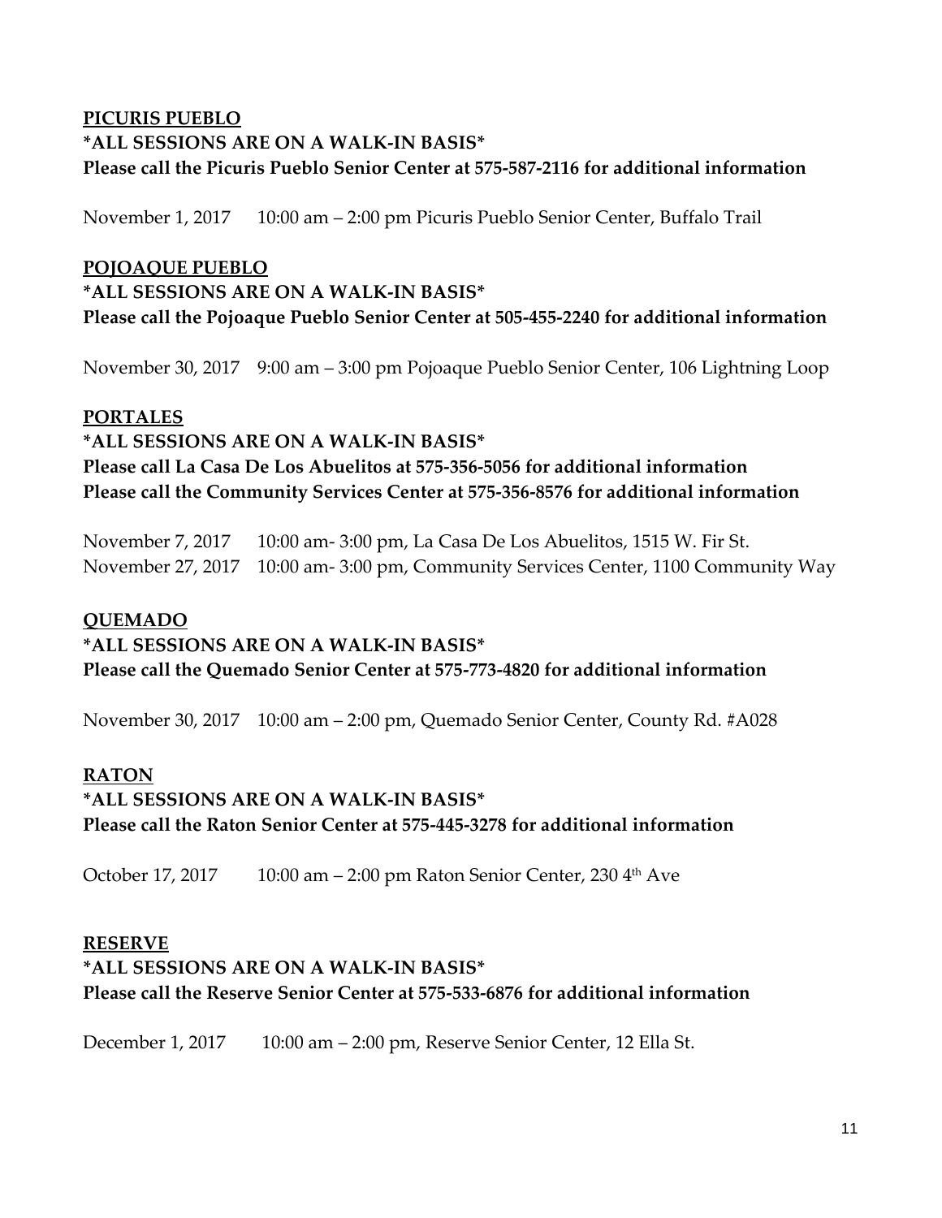**PICURIS PUEBLO**

**\*ALL SESSIONS ARE ON A WALK-IN BASIS\***

**Please call the Picuris Pueblo Senior Center at 575-587-2116 for additional information**

November 1, 2017 10:00 am – 2:00 pm Picuris Pueblo Senior Center, Buffalo Trail

**POJOAQUE PUEBLO**

**\*ALL SESSIONS ARE ON A WALK-IN BASIS\***

**Please call the Pojoaque Pueblo Senior Center at 505-455-2240 for additional information**

November 30, 2017 9:00 am – 3:00 pm Pojoaque Pueblo Senior Center, 106 Lightning Loop

**PORTALES**

**\*ALL SESSIONS ARE ON A WALK-IN BASIS\***

**Please call La Casa De Los Abuelitos at 575-356-5056 for additional information**

**Please call the Community Services Center at 575-356-8576 for additional information**

November 7, 2017 10:00 am- 3:00 pm, La Casa De Los Abuelitos, 1515 W. Fir St.

November 27, 2017 10:00 am- 3:00 pm, Community Services Center, 1100 Community Way

**QUEMADO**

**\*ALL SESSIONS ARE ON A WALK-IN BASIS\***

**Please call the Quemado Senior Center at 575-773-4820 for additional information**

November 30, 2017 10:00 am – 2:00 pm, Quemado Senior Center, County Rd. #A028

**RATON**

**\*ALL SESSIONS ARE ON A WALK-IN BASIS\***

**Please call the Raton Senior Center at 575-445-3278 for additional information**

October 17, 2017 10:00 am – 2:00 pm Raton Senior Center, 230 4th Ave

**RESERVE**

**\*ALL SESSIONS ARE ON A WALK-IN BASIS\***

**Please call the Reserve Senior Center at 575-533-6876 for additional information**

December 1, 2017 10:00 am – 2:00 pm, Reserve Senior Center, 12 Ella St.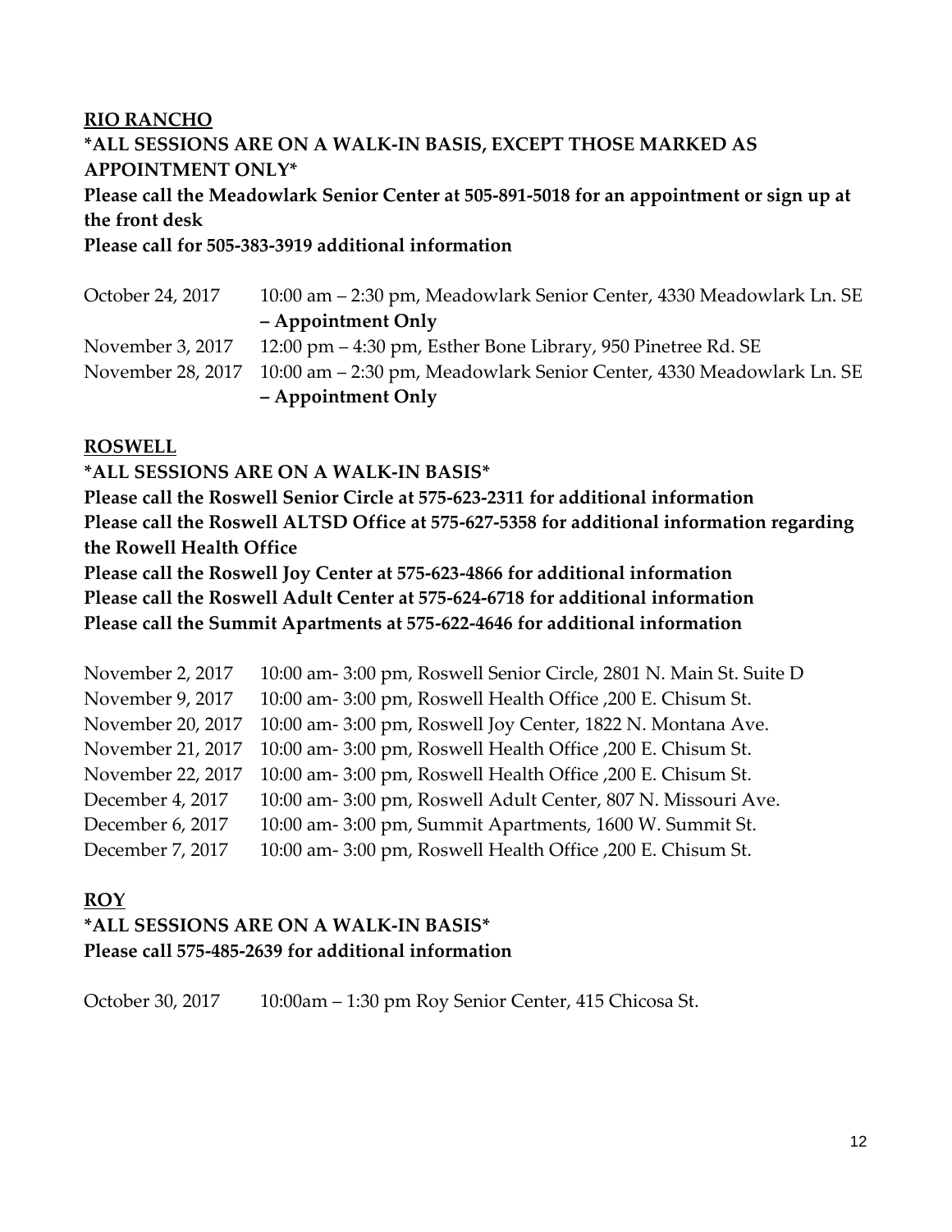**RIO RANCHO**

**\*ALL SESSIONS ARE ON A WALK-IN BASIS, EXCEPT THOSE MARKED AS APPOINTMENT ONLY\***

**Please call the Meadowlark Senior Center at 505-891-5018 for an appointment or sign up at the front desk**

**Please call for 505-383-3919 additional information**

| | |
|---|---|
| October 24, 2017 | 10:00 am – 2:30 pm, Meadowlark Senior Center, 4330 Meadowlark Ln. SE **– Appointment Only** |
| November 3, 2017 | 12:00 pm – 4:30 pm, Esther Bone Library, 950 Pinetree Rd. SE |
| November 28, 2017 | 10:00 am – 2:30 pm, Meadowlark Senior Center, 4330 Meadowlark Ln. SE **– Appointment Only** |

**ROSWELL**

**\*ALL SESSIONS ARE ON A WALK-IN BASIS\***

**Please call the Roswell Senior Circle at 575-623-2311 for additional information**

**Please call the Roswell ALTSD Office at 575-627-5358 for additional information regarding the Rowell Health Office**

**Please call the Roswell Joy Center at 575-623-4866 for additional information**

**Please call the Roswell Adult Center at 575-624-6718 for additional information**

**Please call the Summit Apartments at 575-622-4646 for additional information**

| | |
|---|---|
| November 2, 2017 | 10:00 am- 3:00 pm, Roswell Senior Circle, 2801 N. Main St. Suite D |
| November 9, 2017 | 10:00 am- 3:00 pm, Roswell Health Office ,200 E. Chisum St. |
| November 20, 2017 | 10:00 am- 3:00 pm, Roswell Joy Center, 1822 N. Montana Ave. |
| November 21, 2017 | 10:00 am- 3:00 pm, Roswell Health Office ,200 E. Chisum St. |
| November 22, 2017 | 10:00 am- 3:00 pm, Roswell Health Office ,200 E. Chisum St. |
| December 4, 2017 | 10:00 am- 3:00 pm, Roswell Adult Center, 807 N. Missouri Ave. |
| December 6, 2017 | 10:00 am- 3:00 pm, Summit Apartments, 1600 W. Summit St. |
| December 7, 2017 | 10:00 am- 3:00 pm, Roswell Health Office ,200 E. Chisum St. |

**ROY**

**\*ALL SESSIONS ARE ON A WALK-IN BASIS\***

**Please call 575-485-2639 for additional information**

| | |
|---|---|
| October 30, 2017 | 10:00am – 1:30 pm Roy Senior Center, 415 Chicosa St. |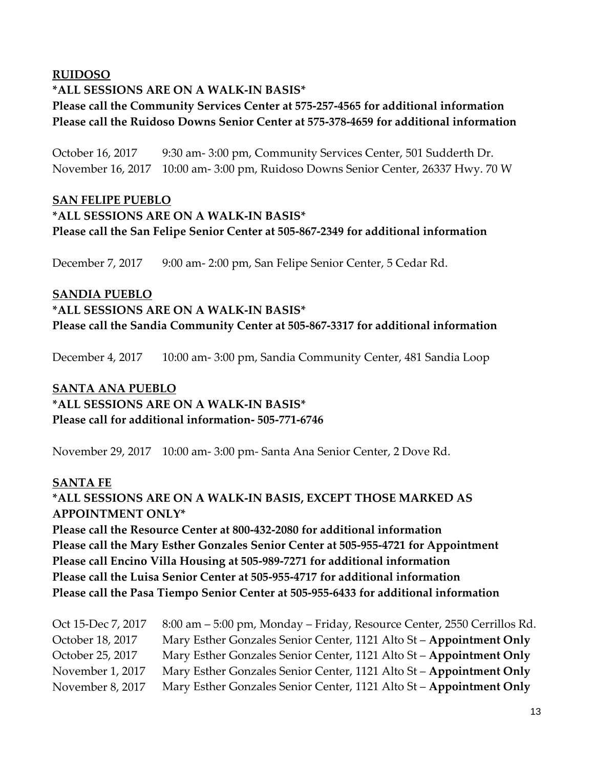**<u>RUIDOSO</u>**

**\*ALL SESSIONS ARE ON A WALK-IN BASIS\***

**Please call the Community Services Center at 575-257-4565 for additional information**

**Please call the Ruidoso Downs Senior Center at 575-378-4659 for additional information**

| | |
|---|---|
| October 16, 2017 | 9:30 am- 3:00 pm, Community Services Center, 501 Sudderth Dr. |
| November 16, 2017 | 10:00 am- 3:00 pm, Ruidoso Downs Senior Center, 26337 Hwy. 70 W |

**<u>SAN FELIPE PUEBLO</u>**

**\*ALL SESSIONS ARE ON A WALK-IN BASIS\***

**Please call the San Felipe Senior Center at 505-867-2349 for additional information**

| | |
|---|---|
| December 7, 2017 | 9:00 am- 2:00 pm, San Felipe Senior Center, 5 Cedar Rd. |

**<u>SANDIA PUEBLO</u>**

**\*ALL SESSIONS ARE ON A WALK-IN BASIS\***

**Please call the Sandia Community Center at 505-867-3317 for additional information**

| | |
|---|---|
| December 4, 2017 | 10:00 am- 3:00 pm, Sandia Community Center, 481 Sandia Loop |

**<u>SANTA ANA PUEBLO</u>**

**\*ALL SESSIONS ARE ON A WALK-IN BASIS\***

**Please call for additional information- 505-771-6746**

| | |
|---|---|
| November 29, 2017 | 10:00 am- 3:00 pm- Santa Ana Senior Center, 2 Dove Rd. |

**<u>SANTA FE</u>**

**\*ALL SESSIONS ARE ON A WALK-IN BASIS, EXCEPT THOSE MARKED AS APPOINTMENT ONLY\***

**Please call the Resource Center at 800-432-2080 for additional information**

**Please call the Mary Esther Gonzales Senior Center at 505-955-4721 for Appointment**

**Please call Encino Villa Housing at 505-989-7271 for additional information**

**Please call the Luisa Senior Center at 505-955-4717 for additional information**

**Please call the Pasa Tiempo Senior Center at 505-955-6433 for additional information**

| | |
|---|---|
| Oct 15-Dec 7, 2017 | 8:00 am – 5:00 pm, Monday – Friday, Resource Center, 2550 Cerrillos Rd. |
| October 18, 2017 | Mary Esther Gonzales Senior Center, 1121 Alto St – **Appointment Only** |
| October 25, 2017 | Mary Esther Gonzales Senior Center, 1121 Alto St – **Appointment Only** |
| November 1, 2017 | Mary Esther Gonzales Senior Center, 1121 Alto St – **Appointment Only** |
| November 8, 2017 | Mary Esther Gonzales Senior Center, 1121 Alto St – **Appointment Only** |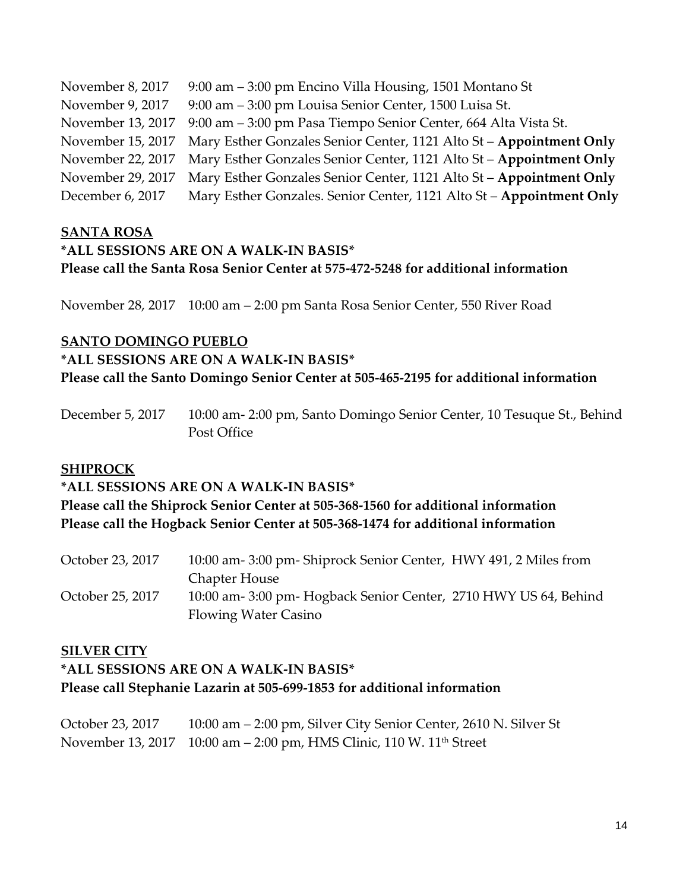November 8, 2017 9:00 am – 3:00 pm Encino Villa Housing, 1501 Montano St
November 9, 2017 9:00 am – 3:00 pm Louisa Senior Center, 1500 Luisa St.
November 13, 2017 9:00 am – 3:00 pm Pasa Tiempo Senior Center, 664 Alta Vista St.
November 15, 2017 Mary Esther Gonzales Senior Center, 1121 Alto St – **Appointment Only**
November 22, 2017 Mary Esther Gonzales Senior Center, 1121 Alto St – **Appointment Only**
November 29, 2017 Mary Esther Gonzales Senior Center, 1121 Alto St – **Appointment Only**
December 6, 2017 Mary Esther Gonzales. Senior Center, 1121 Alto St – **Appointment Only**

## SANTA ROSA

**\*ALL SESSIONS ARE ON A WALK-IN BASIS\***
**Please call the Santa Rosa Senior Center at 575-472-5248 for additional information**

November 28, 2017 10:00 am – 2:00 pm Santa Rosa Senior Center, 550 River Road

## SANTO DOMINGO PUEBLO

**\*ALL SESSIONS ARE ON A WALK-IN BASIS\***
**Please call the Santo Domingo Senior Center at 505-465-2195 for additional information**

December 5, 2017 10:00 am- 2:00 pm, Santo Domingo Senior Center, 10 Tesuque St., Behind Post Office

## SHIPROCK

**\*ALL SESSIONS ARE ON A WALK-IN BASIS\***
**Please call the Shiprock Senior Center at 505-368-1560 for additional information**
**Please call the Hogback Senior Center at 505-368-1474 for additional information**

October 23, 2017 10:00 am- 3:00 pm- Shiprock Senior Center, HWY 491, 2 Miles from Chapter House
October 25, 2017 10:00 am- 3:00 pm- Hogback Senior Center, 2710 HWY US 64, Behind Flowing Water Casino

## SILVER CITY

**\*ALL SESSIONS ARE ON A WALK-IN BASIS\***
**Please call Stephanie Lazarin at 505-699-1853 for additional information**

October 23, 2017 10:00 am – 2:00 pm, Silver City Senior Center, 2610 N. Silver St
November 13, 2017 10:00 am – 2:00 pm, HMS Clinic, 110 W. 11th Street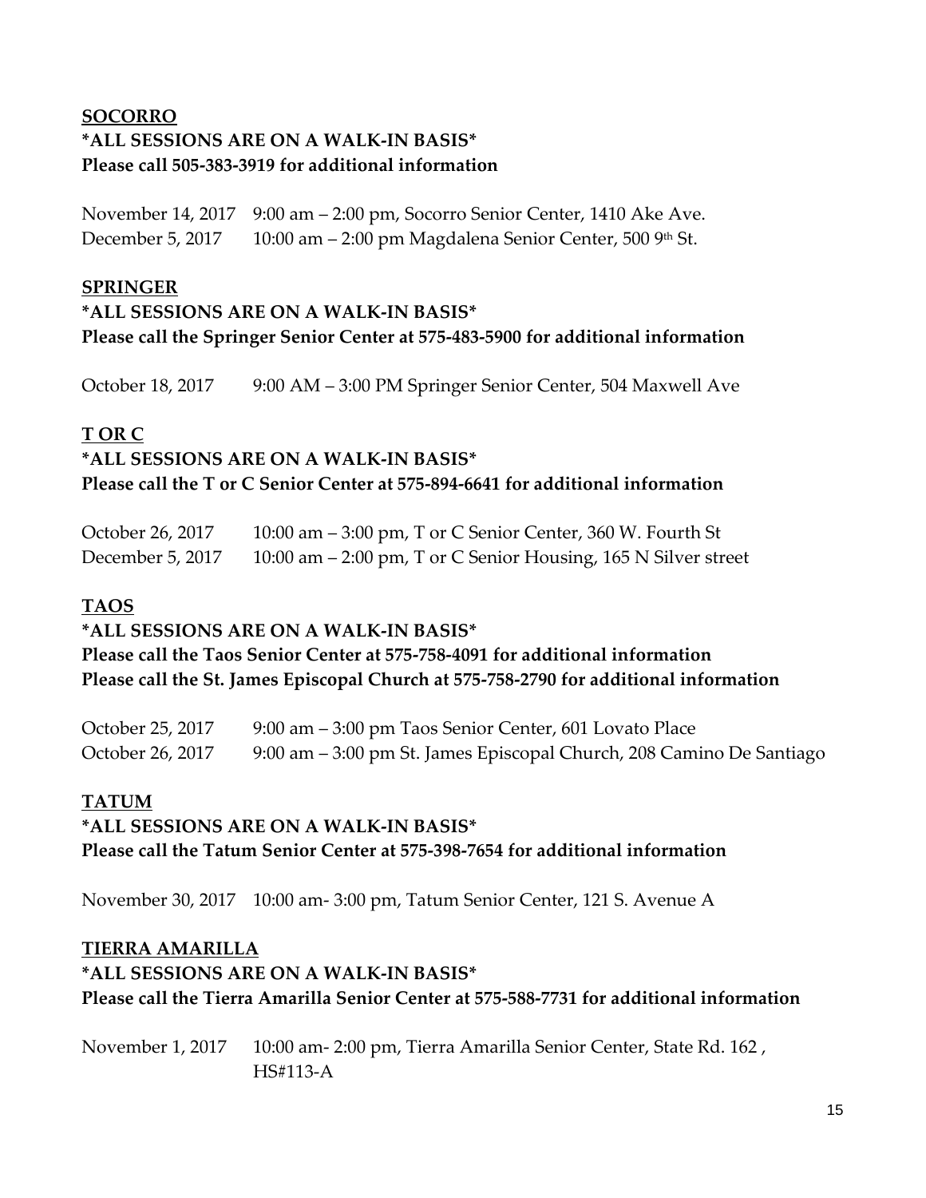**SOCORRO**

**\*ALL SESSIONS ARE ON A WALK-IN BASIS\***

**Please call 505-383-3919 for additional information**

November 14, 2017 9:00 am – 2:00 pm, Socorro Senior Center, 1410 Ake Ave.
December 5, 2017 10:00 am – 2:00 pm Magdalena Senior Center, 500 9th St.

**SPRINGER**

**\*ALL SESSIONS ARE ON A WALK-IN BASIS\***

**Please call the Springer Senior Center at 575-483-5900 for additional information**

October 18, 2017 9:00 AM – 3:00 PM Springer Senior Center, 504 Maxwell Ave

**T OR C**

**\*ALL SESSIONS ARE ON A WALK-IN BASIS\***

**Please call the T or C Senior Center at 575-894-6641 for additional information**

October 26, 2017 10:00 am – 3:00 pm, T or C Senior Center, 360 W. Fourth St
December 5, 2017 10:00 am – 2:00 pm, T or C Senior Housing, 165 N Silver street

**TAOS**

**\*ALL SESSIONS ARE ON A WALK-IN BASIS\***

**Please call the Taos Senior Center at 575-758-4091 for additional information**

**Please call the St. James Episcopal Church at 575-758-2790 for additional information**

October 25, 2017 9:00 am – 3:00 pm Taos Senior Center, 601 Lovato Place
October 26, 2017 9:00 am – 3:00 pm St. James Episcopal Church, 208 Camino De Santiago

**TATUM**

**\*ALL SESSIONS ARE ON A WALK-IN BASIS\***

**Please call the Tatum Senior Center at 575-398-7654 for additional information**

November 30, 2017 10:00 am- 3:00 pm, Tatum Senior Center, 121 S. Avenue A

**TIERRA AMARILLA**

**\*ALL SESSIONS ARE ON A WALK-IN BASIS\***

**Please call the Tierra Amarilla Senior Center at 575-588-7731 for additional information**

November 1, 2017 10:00 am- 2:00 pm, Tierra Amarilla Senior Center, State Rd. 162 , HS#113-A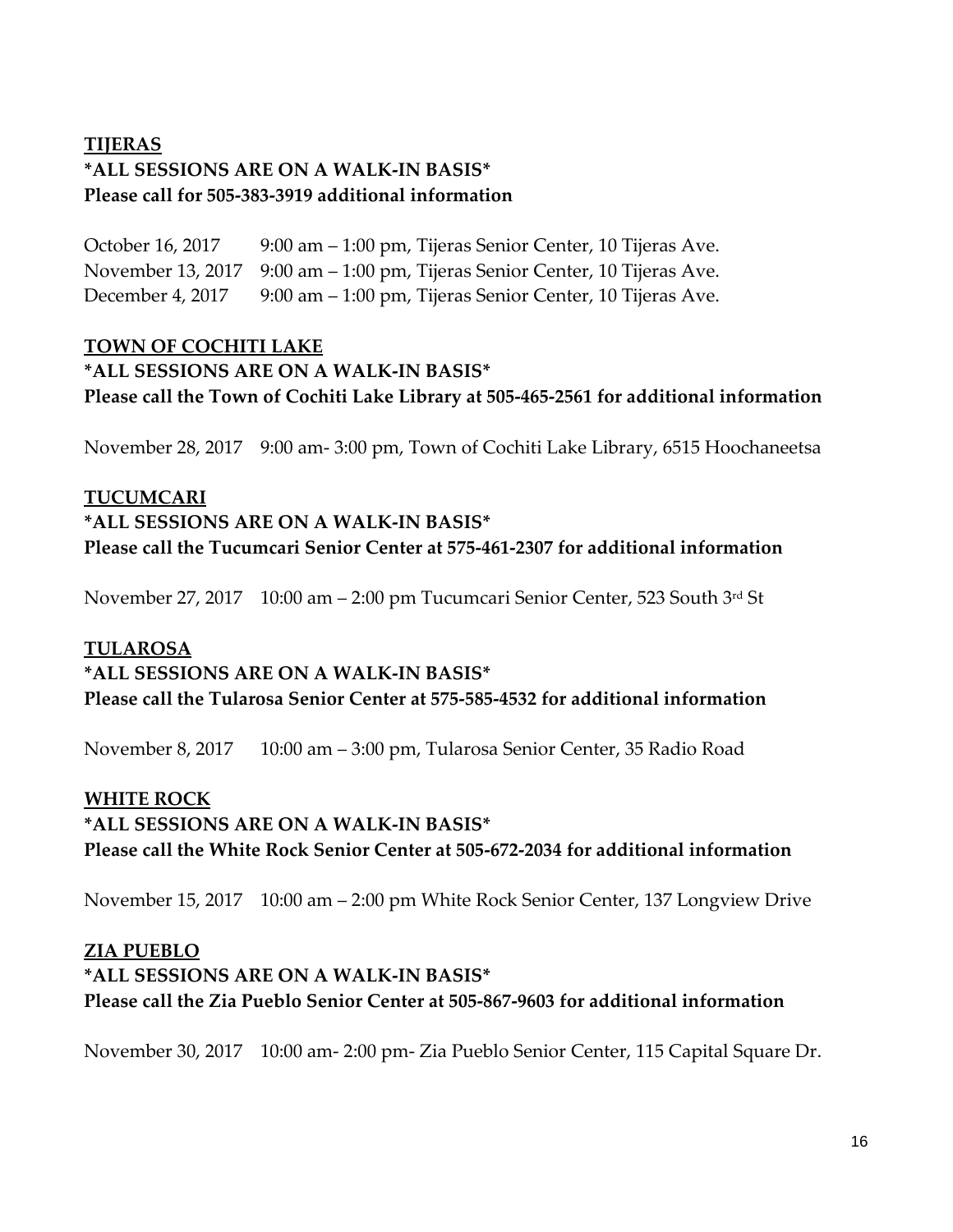**TIJERAS**

***ALL SESSIONS ARE ON A WALK-IN BASIS***

**Please call for 505-383-3919 additional information**

October 16, 2017 9:00 am – 1:00 pm, Tijeras Senior Center, 10 Tijeras Ave.
November 13, 2017 9:00 am – 1:00 pm, Tijeras Senior Center, 10 Tijeras Ave.
December 4, 2017 9:00 am – 1:00 pm, Tijeras Senior Center, 10 Tijeras Ave.

**TOWN OF COCHITI LAKE**

***ALL SESSIONS ARE ON A WALK-IN BASIS***

**Please call the Town of Cochiti Lake Library at 505-465-2561 for additional information**

November 28, 2017 9:00 am- 3:00 pm, Town of Cochiti Lake Library, 6515 Hoochaneetsa

**TUCUMCARI**

***ALL SESSIONS ARE ON A WALK-IN BASIS***

**Please call the Tucumcari Senior Center at 575-461-2307 for additional information**

November 27, 2017 10:00 am – 2:00 pm Tucumcari Senior Center, 523 South 3rd St

**TULAROSA**

***ALL SESSIONS ARE ON A WALK-IN BASIS***

**Please call the Tularosa Senior Center at 575-585-4532 for additional information**

November 8, 2017 10:00 am – 3:00 pm, Tularosa Senior Center, 35 Radio Road

**WHITE ROCK**

***ALL SESSIONS ARE ON A WALK-IN BASIS***

**Please call the White Rock Senior Center at 505-672-2034 for additional information**

November 15, 2017 10:00 am – 2:00 pm White Rock Senior Center, 137 Longview Drive

**ZIA PUEBLO**

***ALL SESSIONS ARE ON A WALK-IN BASIS***

**Please call the Zia Pueblo Senior Center at 505-867-9603 for additional information**

November 30, 2017 10:00 am- 2:00 pm- Zia Pueblo Senior Center, 115 Capital Square Dr.